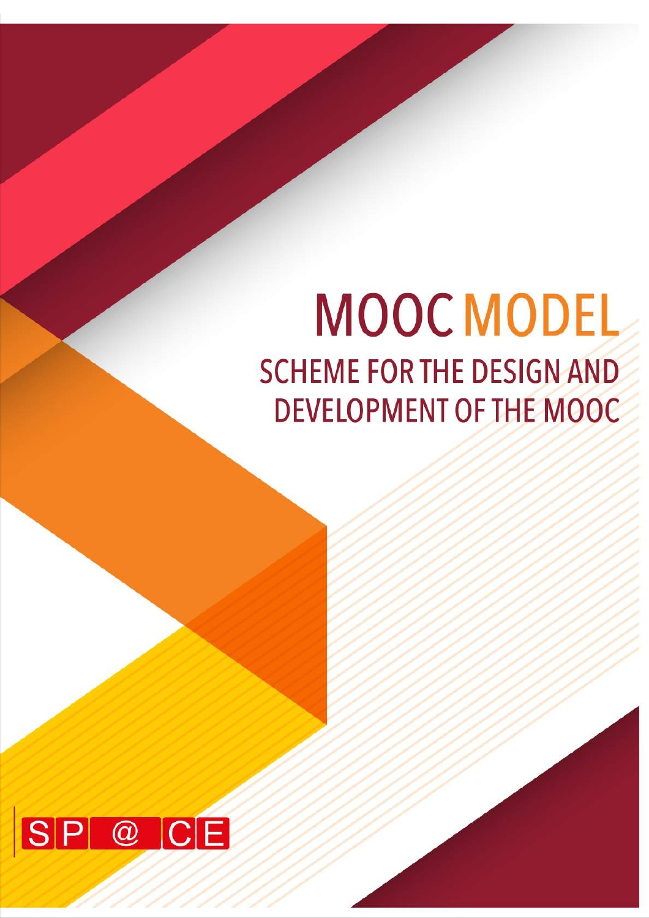# MOOC MODEL

## SCHEME FOR THE DESIGN AND DEVELOPMENT OF THE MOOC

SP@CE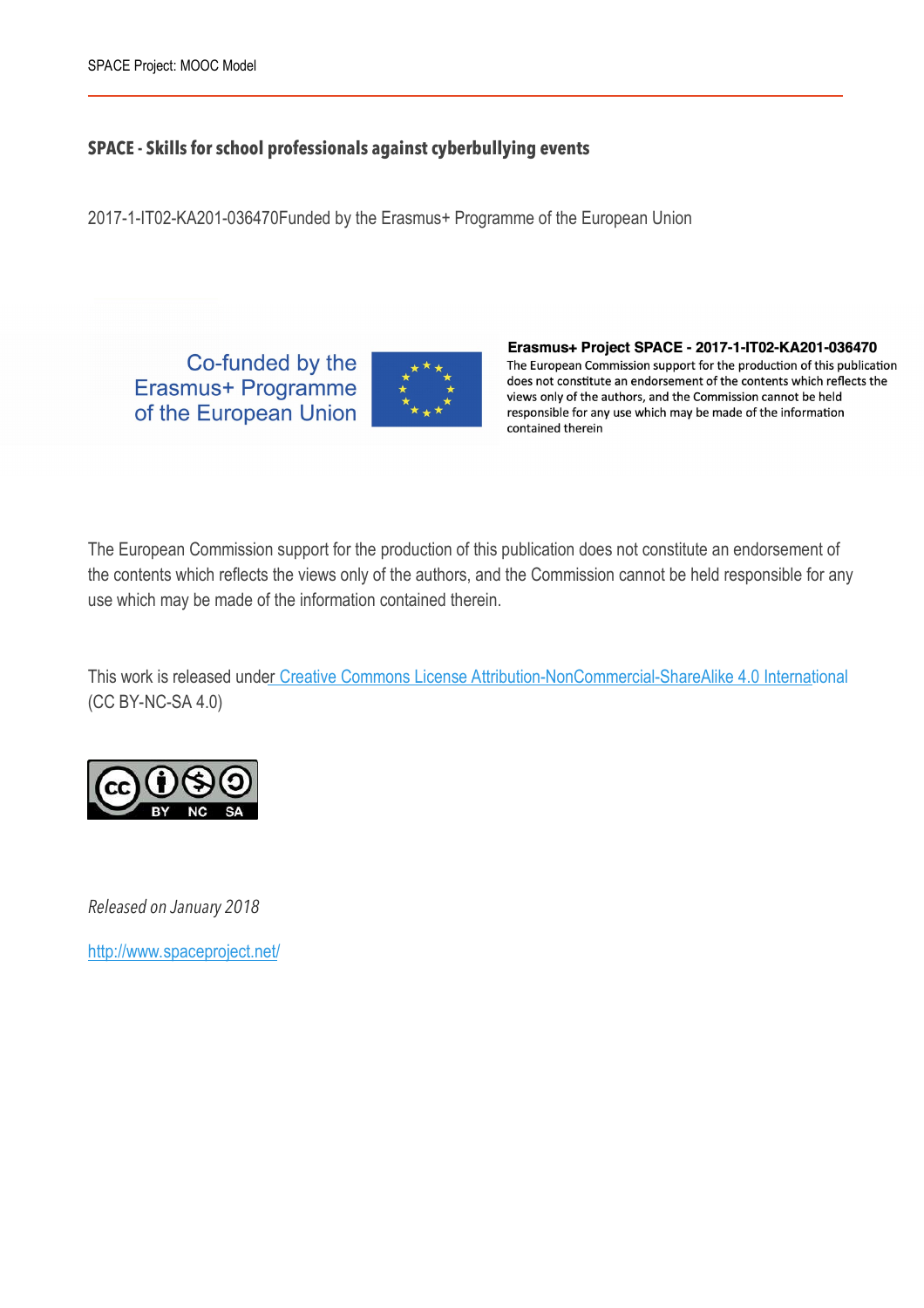**SPACE - Skills for school professionals against cyberbullying events**

2017-1-IT02-KA201-036470Funded by the Erasmus+ Programme of the European Union

Co-funded by the Erasmus+ Programme of the European Union

**Erasmus+ Project SPACE - 2017-1-IT02-KA201-036470**
The European Commission support for the production of this publication does not constitute an endorsement of the contents which reflects the views only of the authors, and the Commission cannot be held responsible for any use which may be made of the information contained therein

The European Commission support for the production of this publication does not constitute an endorsement of the contents which reflects the views only of the authors, and the Commission cannot be held responsible for any use which may be made of the information contained therein.

This work is released under Creative Commons License Attribution-NonCommercial-ShareAlike 4.0 International (CC BY-NC-SA 4.0)

*Released on January 2018*

http://www.spaceproject.net/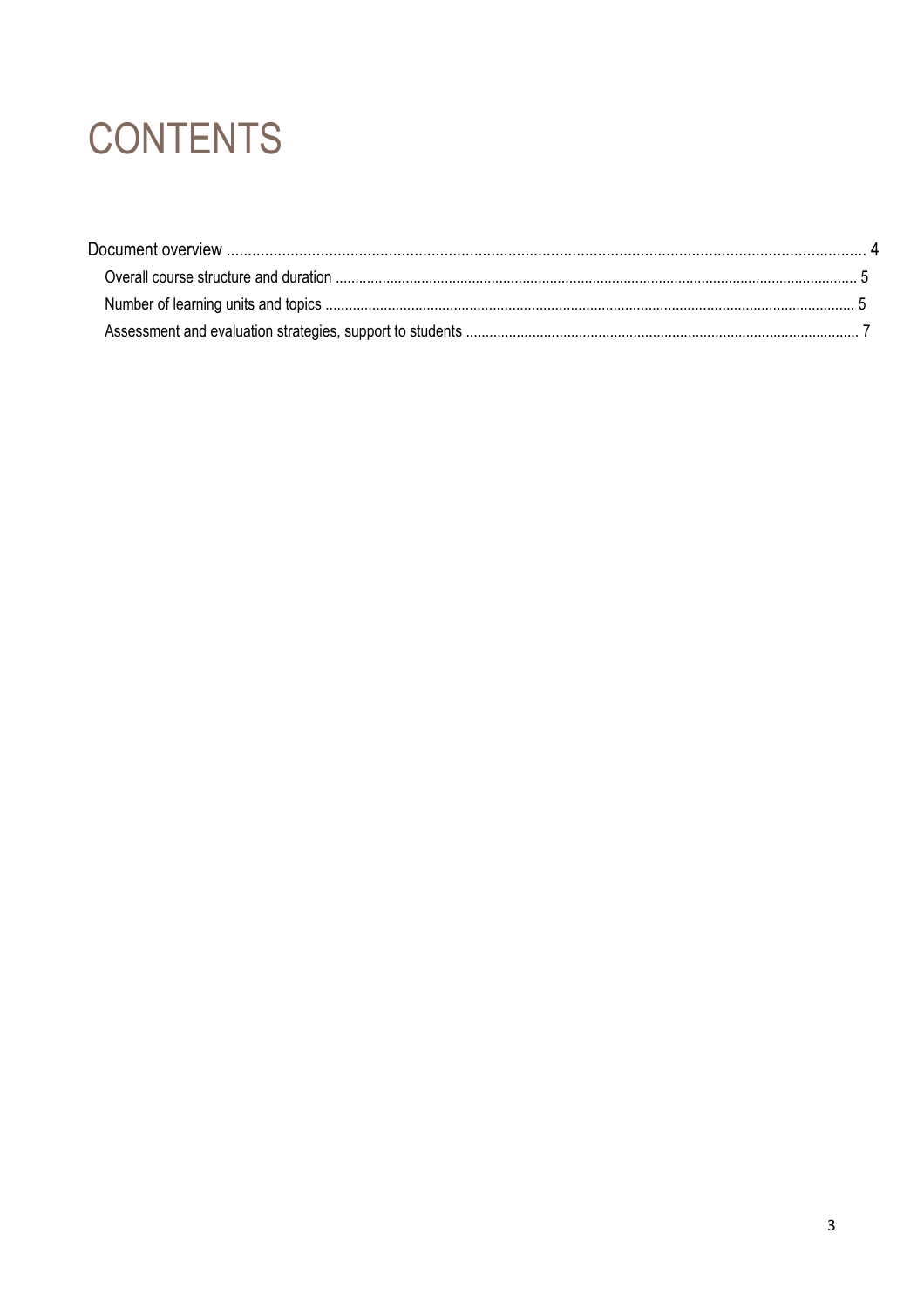# CONTENTS

Document overview .......................................................... 4

- Overall course structure and duration .......................................................... 5
- Number of learning units and topics .......................................................... 5
- Assessment and evaluation strategies, support to students .......................................................... 7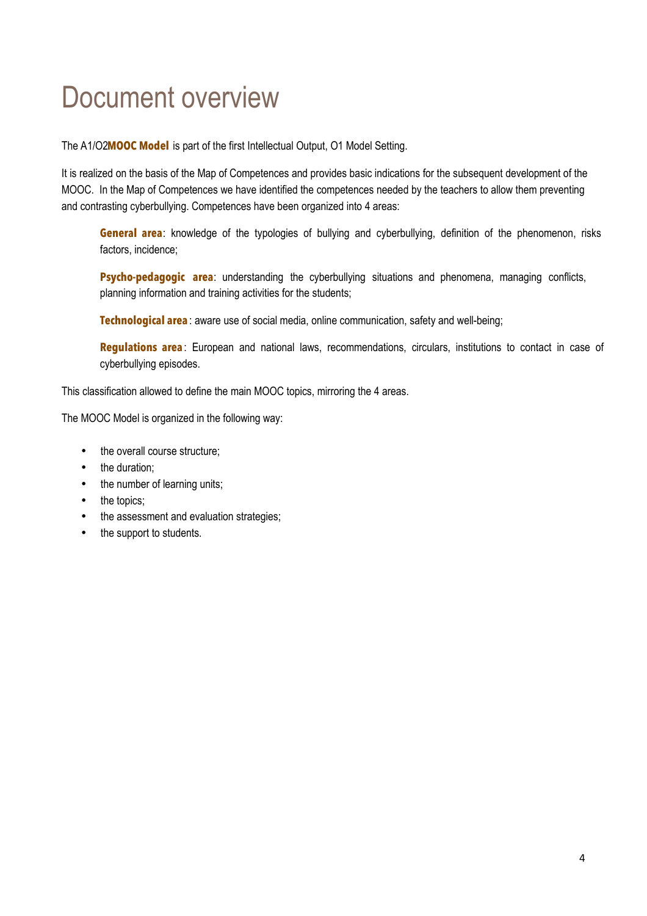# Document overview

The A1/O2**MOOC Model** is part of the first Intellectual Output, O1 Model Setting.

It is realized on the basis of the Map of Competences and provides basic indications for the subsequent development of the MOOC. In the Map of Competences we have identified the competences needed by the teachers to allow them preventing and contrasting cyberbullying. Competences have been organized into 4 areas:

> **General area**: knowledge of the typologies of bullying and cyberbullying, definition of the phenomenon, risks factors, incidence;
>
> **Psycho-pedagogic area**: understanding the cyberbullying situations and phenomena, managing conflicts, planning information and training activities for the students;
>
> **Technological area**: aware use of social media, online communication, safety and well-being;
>
> **Regulations area**: European and national laws, recommendations, circulars, institutions to contact in case of cyberbullying episodes.

This classification allowed to define the main MOOC topics, mirroring the 4 areas.

The MOOC Model is organized in the following way:

- the overall course structure;
- the duration;
- the number of learning units;
- the topics;
- the assessment and evaluation strategies;
- the support to students.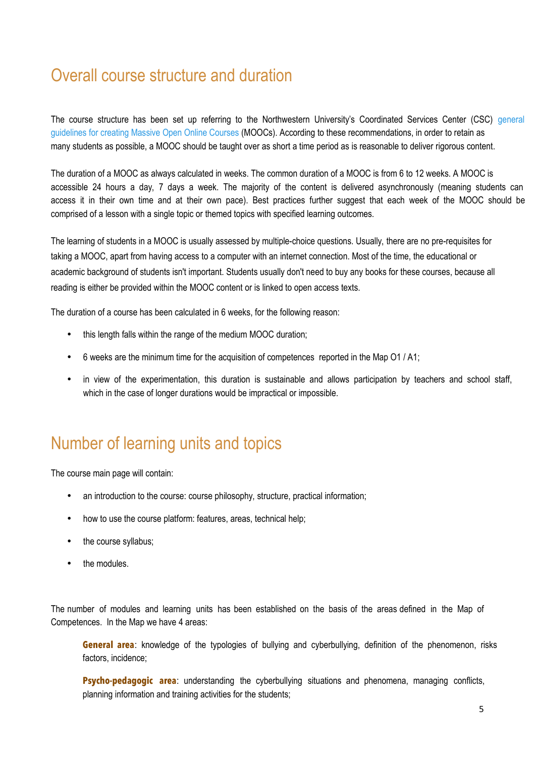## Overall course structure and duration

The course structure has been set up referring to the Northwestern University's Coordinated Services Center (CSC) general guidelines for creating Massive Open Online Courses (MOOCs). According to these recommendations, in order to retain as many students as possible, a MOOC should be taught over as short a time period as is reasonable to deliver rigorous content.

The duration of a MOOC as always calculated in weeks. The common duration of a MOOC is from 6 to 12 weeks. A MOOC is accessible 24 hours a day, 7 days a week. The majority of the content is delivered asynchronously (meaning students can access it in their own time and at their own pace). Best practices further suggest that each week of the MOOC should be comprised of a lesson with a single topic or themed topics with specified learning outcomes.

The learning of students in a MOOC is usually assessed by multiple-choice questions. Usually, there are no pre-requisites for taking a MOOC, apart from having access to a computer with an internet connection. Most of the time, the educational or academic background of students isn't important. Students usually don't need to buy any books for these courses, because all reading is either be provided within the MOOC content or is linked to open access texts.

The duration of a course has been calculated in 6 weeks, for the following reason:

- this length falls within the range of the medium MOOC duration;
- 6 weeks are the minimum time for the acquisition of competences reported in the Map O1 / A1;
- in view of the experimentation, this duration is sustainable and allows participation by teachers and school staff, which in the case of longer durations would be impractical or impossible.

## Number of learning units and topics

The course main page will contain:

- an introduction to the course: course philosophy, structure, practical information;
- how to use the course platform: features, areas, technical help;
- the course syllabus;
- the modules.

The number of modules and learning units has been established on the basis of the areas defined in the Map of Competences. In the Map we have 4 areas:

**General area**: knowledge of the typologies of bullying and cyberbullying, definition of the phenomenon, risks factors, incidence;

**Psycho-pedagogic area**: understanding the cyberbullying situations and phenomena, managing conflicts, planning information and training activities for the students;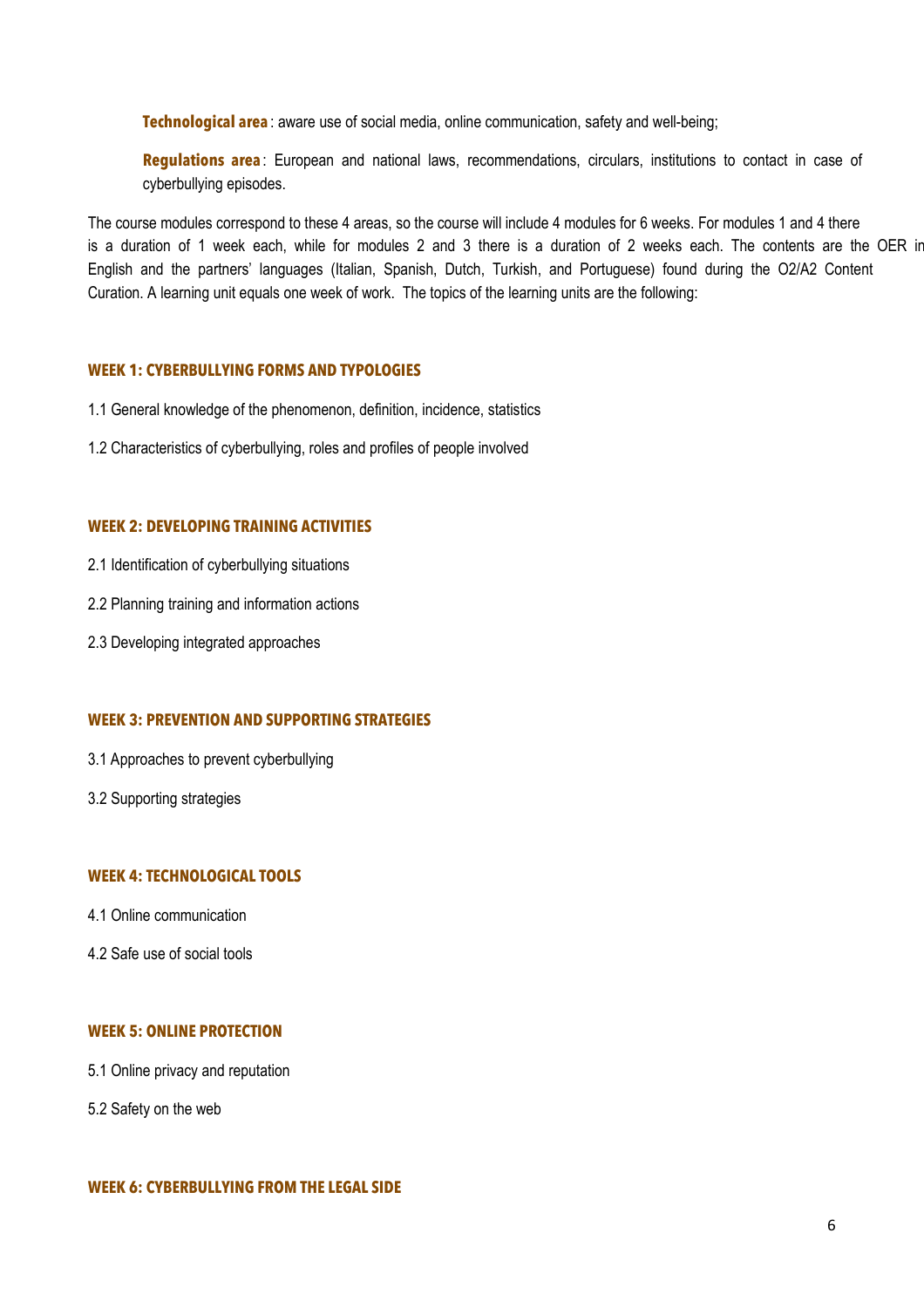**Technological area**: aware use of social media, online communication, safety and well-being;

**Regulations area**: European and national laws, recommendations, circulars, institutions to contact in case of cyberbullying episodes.

The course modules correspond to these 4 areas, so the course will include 4 modules for 6 weeks. For modules 1 and 4 there is a duration of 1 week each, while for modules 2 and 3 there is a duration of 2 weeks each. The contents are the OER in English and the partners' languages (Italian, Spanish, Dutch, Turkish, and Portuguese) found during the O2/A2 Content Curation. A learning unit equals one week of work. The topics of the learning units are the following:

### WEEK 1: CYBERBULLYING FORMS AND TYPOLOGIES

1.1 General knowledge of the phenomenon, definition, incidence, statistics

1.2 Characteristics of cyberbullying, roles and profiles of people involved

### WEEK 2: DEVELOPING TRAINING ACTIVITIES

2.1 Identification of cyberbullying situations

2.2 Planning training and information actions

2.3 Developing integrated approaches

### WEEK 3: PREVENTION AND SUPPORTING STRATEGIES

3.1 Approaches to prevent cyberbullying

3.2 Supporting strategies

### WEEK 4: TECHNOLOGICAL TOOLS

4.1 Online communication

4.2 Safe use of social tools

### WEEK 5: ONLINE PROTECTION

5.1 Online privacy and reputation

5.2 Safety on the web

### WEEK 6: CYBERBULLYING FROM THE LEGAL SIDE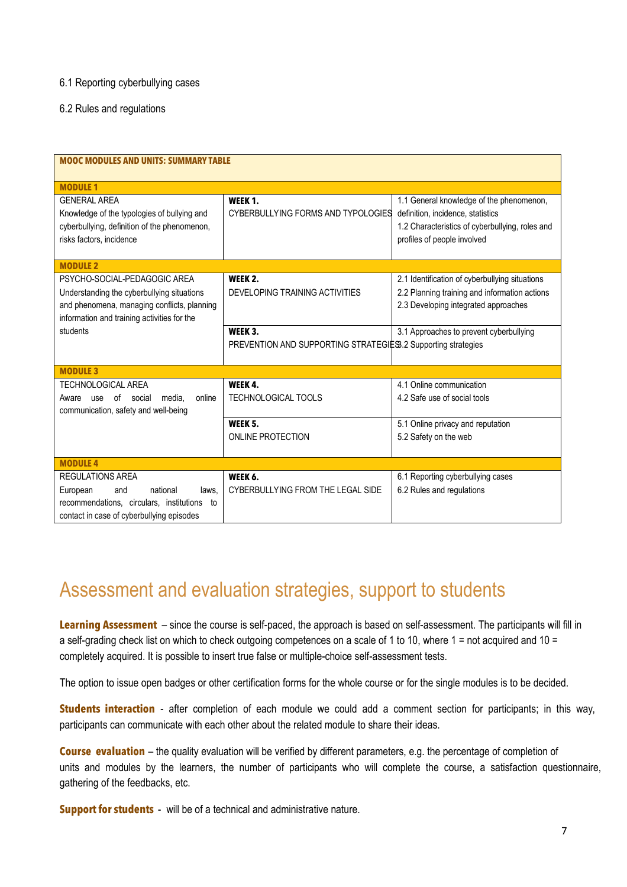6.1 Reporting cyberbullying cases

6.2 Rules and regulations

| **MOOC MODULES AND UNITS: SUMMARY TABLE** | | |
|---|---|---|
| **MODULE 1** | | |
| GENERAL AREA<br>Knowledge of the typologies of bullying and cyberbullying, definition of the phenomenon, risks factors, incidence | **WEEK 1.**<br>CYBERBULLYING FORMS AND TYPOLOGIES | 1.1 General knowledge of the phenomenon, definition, incidence, statistics<br>1.2 Characteristics of cyberbullying, roles and profiles of people involved |
| **MODULE 2** | | |
| PSYCHO-SOCIAL-PEDAGOGIC AREA<br>Understanding the cyberbullying situations and phenomena, managing conflicts, planning information and training activities for the students | **WEEK 2.**<br>DEVELOPING TRAINING ACTIVITIES | 2.1 Identification of cyberbullying situations<br>2.2 Planning training and information actions<br>2.3 Developing integrated approaches |
| | **WEEK 3.**<br>PREVENTION AND SUPPORTING STRATEGIES | 3.1 Approaches to prevent cyberbullying<br>3.2 Supporting strategies |
| **MODULE 3** | | |
| TECHNOLOGICAL AREA<br>Aware use of social media, online communication, safety and well-being | **WEEK 4.**<br>TECHNOLOGICAL TOOLS | 4.1 Online communication<br>4.2 Safe use of social tools |
| | **WEEK 5.**<br>ONLINE PROTECTION | 5.1 Online privacy and reputation<br>5.2 Safety on the web |
| **MODULE 4** | | |
| REGULATIONS AREA<br>European and national laws, recommendations, circulars, institutions to contact in case of cyberbullying episodes | **WEEK 6.**<br>CYBERBULLYING FROM THE LEGAL SIDE | 6.1 Reporting cyberbullying cases<br>6.2 Rules and regulations |

# Assessment and evaluation strategies, support to students

**Learning Assessment** – since the course is self-paced, the approach is based on self-assessment. The participants will fill in a self-grading check list on which to check outgoing competences on a scale of 1 to 10, where 1 = not acquired and 10 = completely acquired. It is possible to insert true false or multiple-choice self-assessment tests.

The option to issue open badges or other certification forms for the whole course or for the single modules is to be decided.

**Students interaction** - after completion of each module we could add a comment section for participants; in this way, participants can communicate with each other about the related module to share their ideas.

**Course evaluation** – the quality evaluation will be verified by different parameters, e.g. the percentage of completion of units and modules by the learners, the number of participants who will complete the course, a satisfaction questionnaire, gathering of the feedbacks, etc.

**Support for students** - will be of a technical and administrative nature.